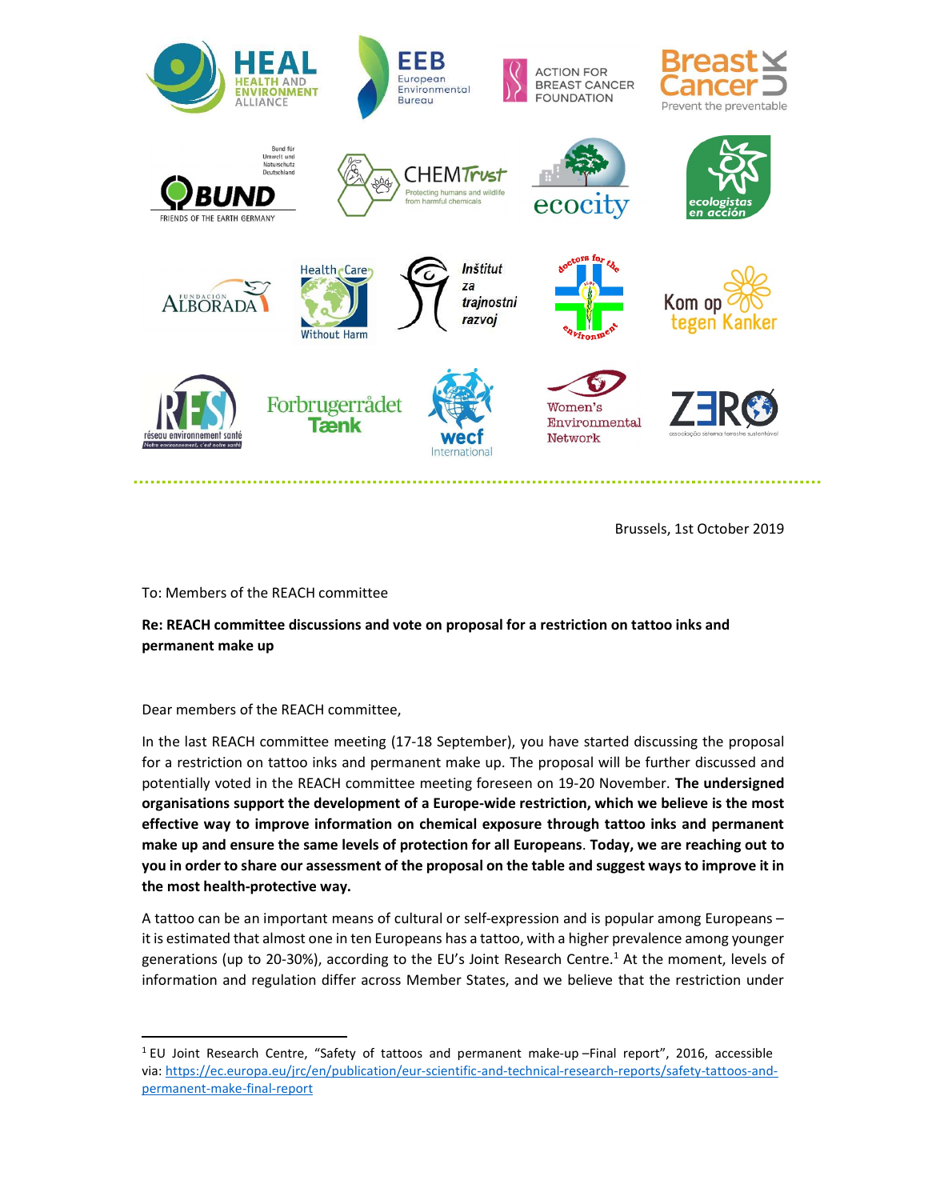Brussels, 1st October 2019

To: Members of the REACH committee

**Re: REACH committee discussions and vote on proposal for a restriction on tattoo inks and permanent make up**

Dear members of the REACH committee,

In the last REACH committee meeting (17-18 September), you have started discussing the proposal for a restriction on tattoo inks and permanent make up. The proposal will be further discussed and potentially voted in the REACH committee meeting foreseen on 19-20 November. **The undersigned organisations support the development of a Europe-wide restriction, which we believe is the most effective way to improve information on chemical exposure through tattoo inks and permanent make up and ensure the same levels of protection for all Europeans**. **Today, we are reaching out to you in order to share our assessment of the proposal on the table and suggest ways to improve it in the most health-protective way.**

A tattoo can be an important means of cultural or self-expression and is popular among Europeans – it is estimated that almost one in ten Europeans has a tattoo, with a higher prevalence among younger generations (up to 20-30%), according to the EU's Joint Research Centre.[1] At the moment, levels of information and regulation differ across Member States, and we believe that the restriction under

---

[1] EU Joint Research Centre, "Safety of tattoos and permanent make-up –Final report", 2016, accessible via: https://ec.europa.eu/jrc/en/publication/eur-scientific-and-technical-research-reports/safety-tattoos-and-permanent-make-final-report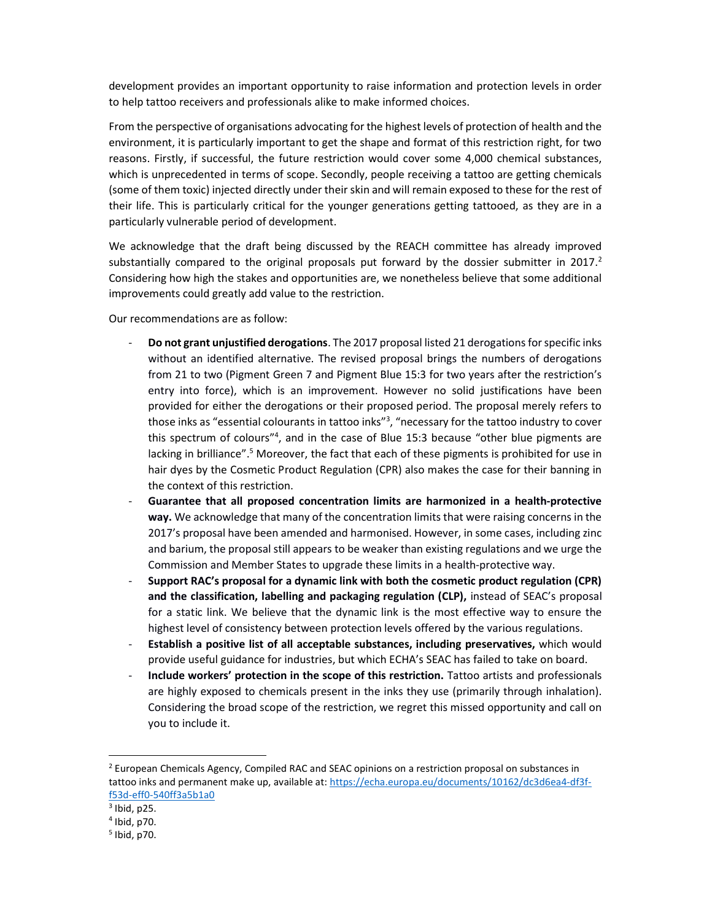development provides an important opportunity to raise information and protection levels in order to help tattoo receivers and professionals alike to make informed choices.

From the perspective of organisations advocating for the highest levels of protection of health and the environment, it is particularly important to get the shape and format of this restriction right, for two reasons. Firstly, if successful, the future restriction would cover some 4,000 chemical substances, which is unprecedented in terms of scope. Secondly, people receiving a tattoo are getting chemicals (some of them toxic) injected directly under their skin and will remain exposed to these for the rest of their life. This is particularly critical for the younger generations getting tattooed, as they are in a particularly vulnerable period of development.

We acknowledge that the draft being discussed by the REACH committee has already improved substantially compared to the original proposals put forward by the dossier submitter in 2017.[2] Considering how high the stakes and opportunities are, we nonetheless believe that some additional improvements could greatly add value to the restriction.

Our recommendations are as follow:

- **Do not grant unjustified derogations**. The 2017 proposal listed 21 derogations for specific inks without an identified alternative. The revised proposal brings the numbers of derogations from 21 to two (Pigment Green 7 and Pigment Blue 15:3 for two years after the restriction's entry into force), which is an improvement. However no solid justifications have been provided for either the derogations or their proposed period. The proposal merely refers to those inks as "essential colourants in tattoo inks"[3], "necessary for the tattoo industry to cover this spectrum of colours"[4], and in the case of Blue 15:3 because "other blue pigments are lacking in brilliance".[5] Moreover, the fact that each of these pigments is prohibited for use in hair dyes by the Cosmetic Product Regulation (CPR) also makes the case for their banning in the context of this restriction.
- **Guarantee that all proposed concentration limits are harmonized in a health-protective way.** We acknowledge that many of the concentration limits that were raising concerns in the 2017's proposal have been amended and harmonised. However, in some cases, including zinc and barium, the proposal still appears to be weaker than existing regulations and we urge the Commission and Member States to upgrade these limits in a health-protective way.
- **Support RAC's proposal for a dynamic link with both the cosmetic product regulation (CPR) and the classification, labelling and packaging regulation (CLP),** instead of SEAC's proposal for a static link. We believe that the dynamic link is the most effective way to ensure the highest level of consistency between protection levels offered by the various regulations.
- **Establish a positive list of all acceptable substances, including preservatives,** which would provide useful guidance for industries, but which ECHA's SEAC has failed to take on board.
- **Include workers' protection in the scope of this restriction.** Tattoo artists and professionals are highly exposed to chemicals present in the inks they use (primarily through inhalation). Considering the broad scope of the restriction, we regret this missed opportunity and call on you to include it.

---

[2] European Chemicals Agency, Compiled RAC and SEAC opinions on a restriction proposal on substances in tattoo inks and permanent make up, available at: https://echa.europa.eu/documents/10162/dc3d6ea4-df3f-f53d-eff0-540ff3a5b1a0

[3] Ibid, p25.

[4] Ibid, p70.

[5] Ibid, p70.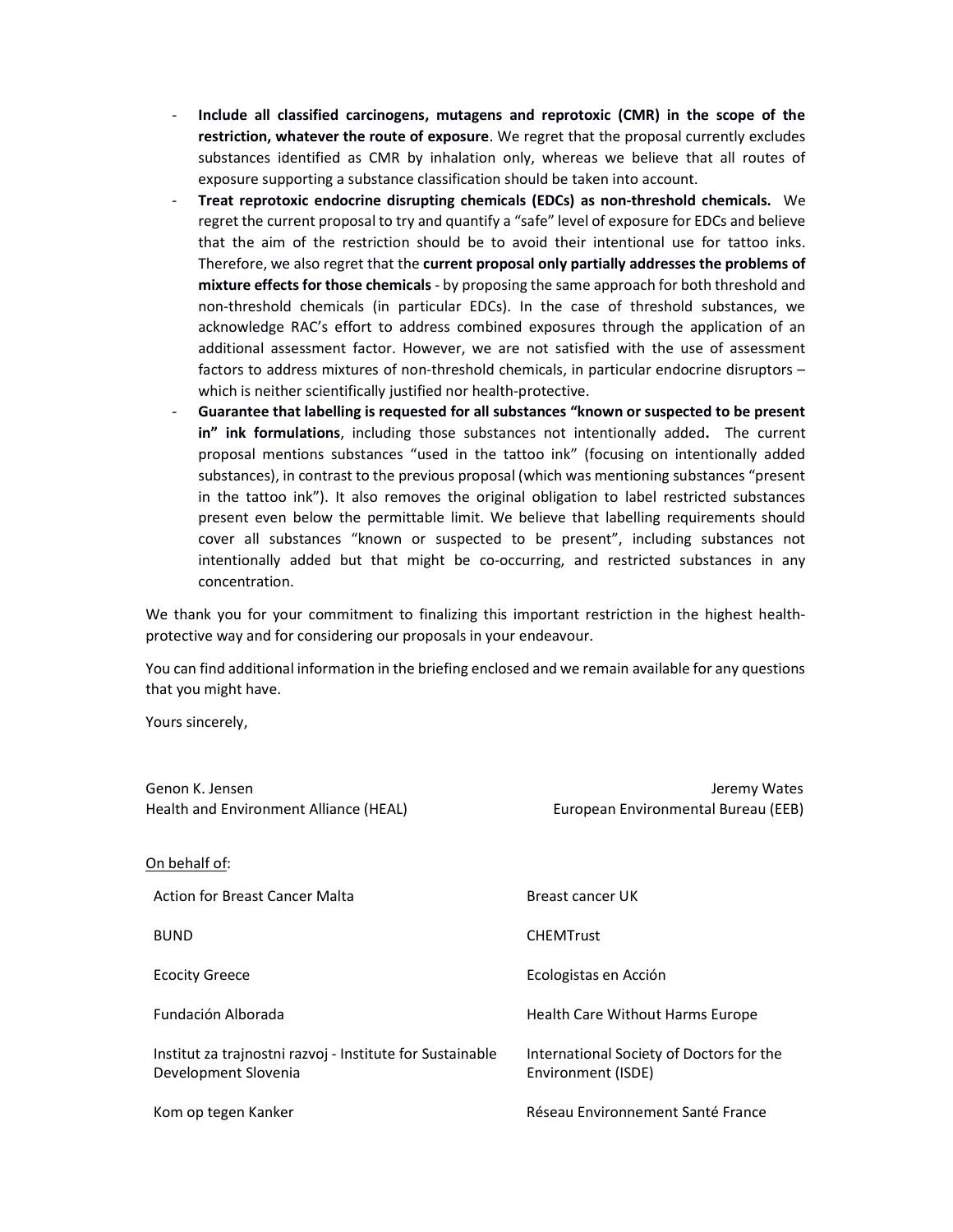- **Include all classified carcinogens, mutagens and reprotoxic (CMR) in the scope of the restriction, whatever the route of exposure**. We regret that the proposal currently excludes substances identified as CMR by inhalation only, whereas we believe that all routes of exposure supporting a substance classification should be taken into account.
- **Treat reprotoxic endocrine disrupting chemicals (EDCs) as non-threshold chemicals.** We regret the current proposal to try and quantify a "safe" level of exposure for EDCs and believe that the aim of the restriction should be to avoid their intentional use for tattoo inks. Therefore, we also regret that the **current proposal only partially addresses the problems of mixture effects for those chemicals** - by proposing the same approach for both threshold and non-threshold chemicals (in particular EDCs). In the case of threshold substances, we acknowledge RAC's effort to address combined exposures through the application of an additional assessment factor. However, we are not satisfied with the use of assessment factors to address mixtures of non-threshold chemicals, in particular endocrine disruptors – which is neither scientifically justified nor health-protective.
- **Guarantee that labelling is requested for all substances "known or suspected to be present in" ink formulations**, including those substances not intentionally added**.** The current proposal mentions substances "used in the tattoo ink" (focusing on intentionally added substances), in contrast to the previous proposal (which was mentioning substances "present in the tattoo ink"). It also removes the original obligation to label restricted substances present even below the permittable limit. We believe that labelling requirements should cover all substances "known or suspected to be present", including substances not intentionally added but that might be co-occurring, and restricted substances in any concentration.

We thank you for your commitment to finalizing this important restriction in the highest health-protective way and for considering our proposals in your endeavour.

You can find additional information in the briefing enclosed and we remain available for any questions that you might have.

Yours sincerely,

Genon K. Jensen
Health and Environment Alliance (HEAL)

Jeremy Wates
European Environmental Bureau (EEB)

On behalf of:

| | |
|---|---|
| Action for Breast Cancer Malta | Breast cancer UK |
| BUND | CHEMTrust |
| Ecocity Greece | Ecologistas en Acción |
| Fundación Alborada | Health Care Without Harms Europe |
| Institut za trajnostni razvoj - Institute for Sustainable Development Slovenia | International Society of Doctors for the Environment (ISDE) |
| Kom op tegen Kanker | Réseau Environnement Santé France |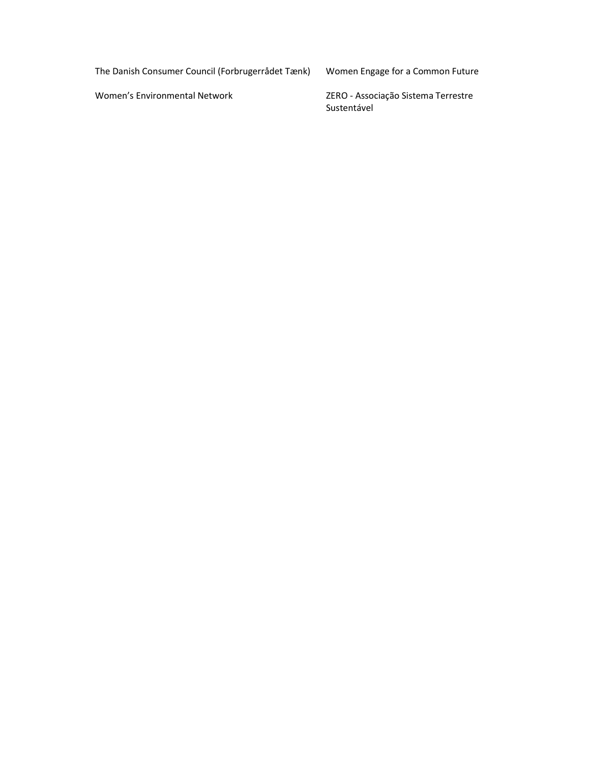The Danish Consumer Council (Forbrugerrådet Tænk)

Women Engage for a Common Future

Women's Environmental Network

ZERO - Associação Sistema Terrestre Sustentável